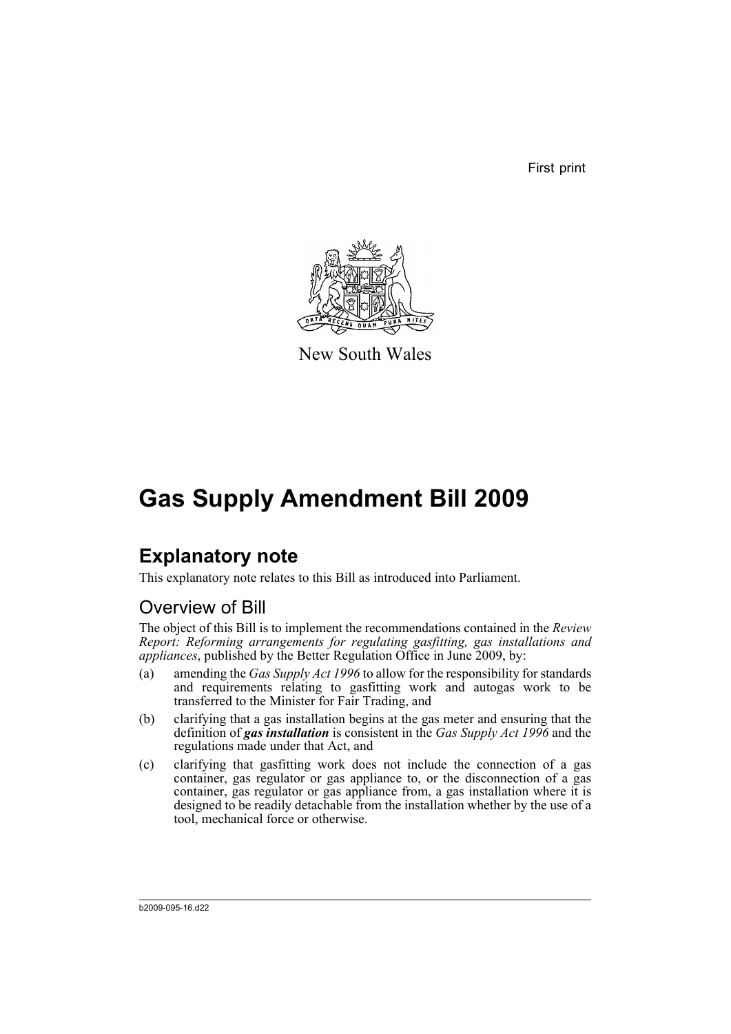First print

New South Wales

# Gas Supply Amendment Bill 2009

## Explanatory note

This explanatory note relates to this Bill as introduced into Parliament.

### Overview of Bill

The object of this Bill is to implement the recommendations contained in the *Review Report: Reforming arrangements for regulating gasfitting, gas installations and appliances*, published by the Better Regulation Office in June 2009, by:

(a) amending the *Gas Supply Act 1996* to allow for the responsibility for standards and requirements relating to gasfitting work and autogas work to be transferred to the Minister for Fair Trading, and

(b) clarifying that a gas installation begins at the gas meter and ensuring that the definition of ***gas installation*** is consistent in the *Gas Supply Act 1996* and the regulations made under that Act, and

(c) clarifying that gasfitting work does not include the connection of a gas container, gas regulator or gas appliance to, or the disconnection of a gas container, gas regulator or gas appliance from, a gas installation where it is designed to be readily detachable from the installation whether by the use of a tool, mechanical force or otherwise.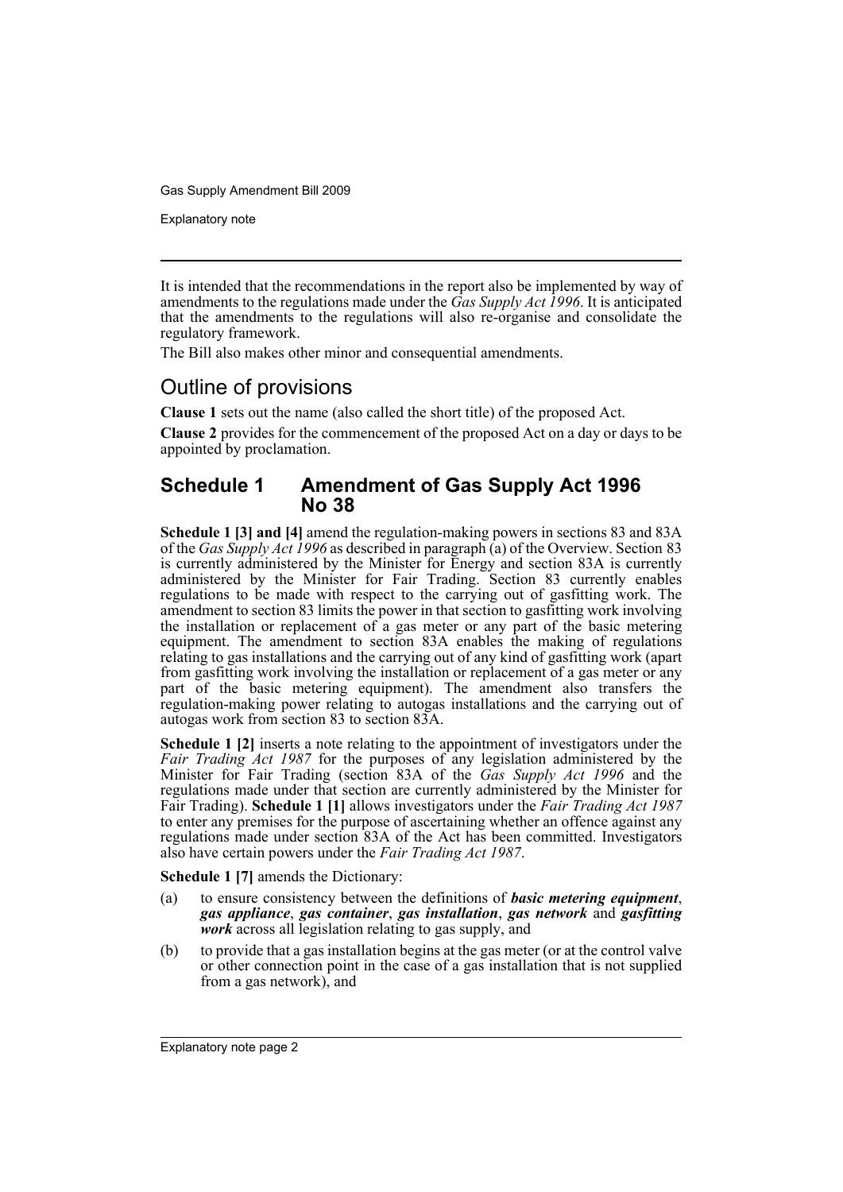It is intended that the recommendations in the report also be implemented by way of amendments to the regulations made under the *Gas Supply Act 1996*. It is anticipated that the amendments to the regulations will also re-organise and consolidate the regulatory framework.

The Bill also makes other minor and consequential amendments.

## Outline of provisions

**Clause 1** sets out the name (also called the short title) of the proposed Act.

**Clause 2** provides for the commencement of the proposed Act on a day or days to be appointed by proclamation.

### Schedule 1 Amendment of Gas Supply Act 1996 No 38

**Schedule 1 [3] and [4]** amend the regulation-making powers in sections 83 and 83A of the *Gas Supply Act 1996* as described in paragraph (a) of the Overview. Section 83 is currently administered by the Minister for Energy and section 83A is currently administered by the Minister for Fair Trading. Section 83 currently enables regulations to be made with respect to the carrying out of gasfitting work. The amendment to section 83 limits the power in that section to gasfitting work involving the installation or replacement of a gas meter or any part of the basic metering equipment. The amendment to section 83A enables the making of regulations relating to gas installations and the carrying out of any kind of gasfitting work (apart from gasfitting work involving the installation or replacement of a gas meter or any part of the basic metering equipment). The amendment also transfers the regulation-making power relating to autogas installations and the carrying out of autogas work from section 83 to section 83A.

**Schedule 1 [2]** inserts a note relating to the appointment of investigators under the *Fair Trading Act 1987* for the purposes of any legislation administered by the Minister for Fair Trading (section 83A of the *Gas Supply Act 1996* and the regulations made under that section are currently administered by the Minister for Fair Trading). **Schedule 1 [1]** allows investigators under the *Fair Trading Act 1987* to enter any premises for the purpose of ascertaining whether an offence against any regulations made under section 83A of the Act has been committed. Investigators also have certain powers under the *Fair Trading Act 1987*.

**Schedule 1 [7]** amends the Dictionary:

(a) to ensure consistency between the definitions of ***basic metering equipment***, ***gas appliance***, ***gas container***, ***gas installation***, ***gas network*** and ***gasfitting work*** across all legislation relating to gas supply, and

(b) to provide that a gas installation begins at the gas meter (or at the control valve or other connection point in the case of a gas installation that is not supplied from a gas network), and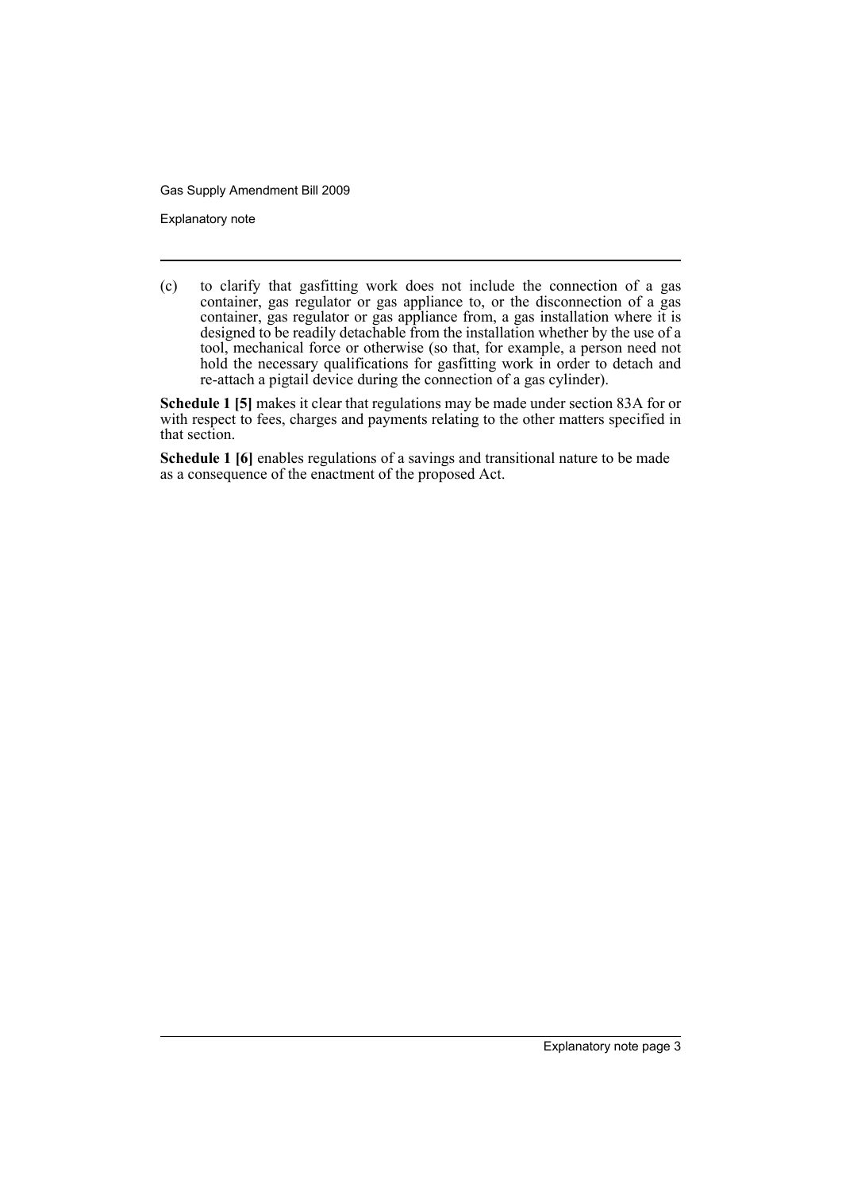(c) to clarify that gasfitting work does not include the connection of a gas container, gas regulator or gas appliance to, or the disconnection of a gas container, gas regulator or gas appliance from, a gas installation where it is designed to be readily detachable from the installation whether by the use of a tool, mechanical force or otherwise (so that, for example, a person need not hold the necessary qualifications for gasfitting work in order to detach and re-attach a pigtail device during the connection of a gas cylinder).

**Schedule 1 [5]** makes it clear that regulations may be made under section 83A for or with respect to fees, charges and payments relating to the other matters specified in that section.

**Schedule 1 [6]** enables regulations of a savings and transitional nature to be made as a consequence of the enactment of the proposed Act.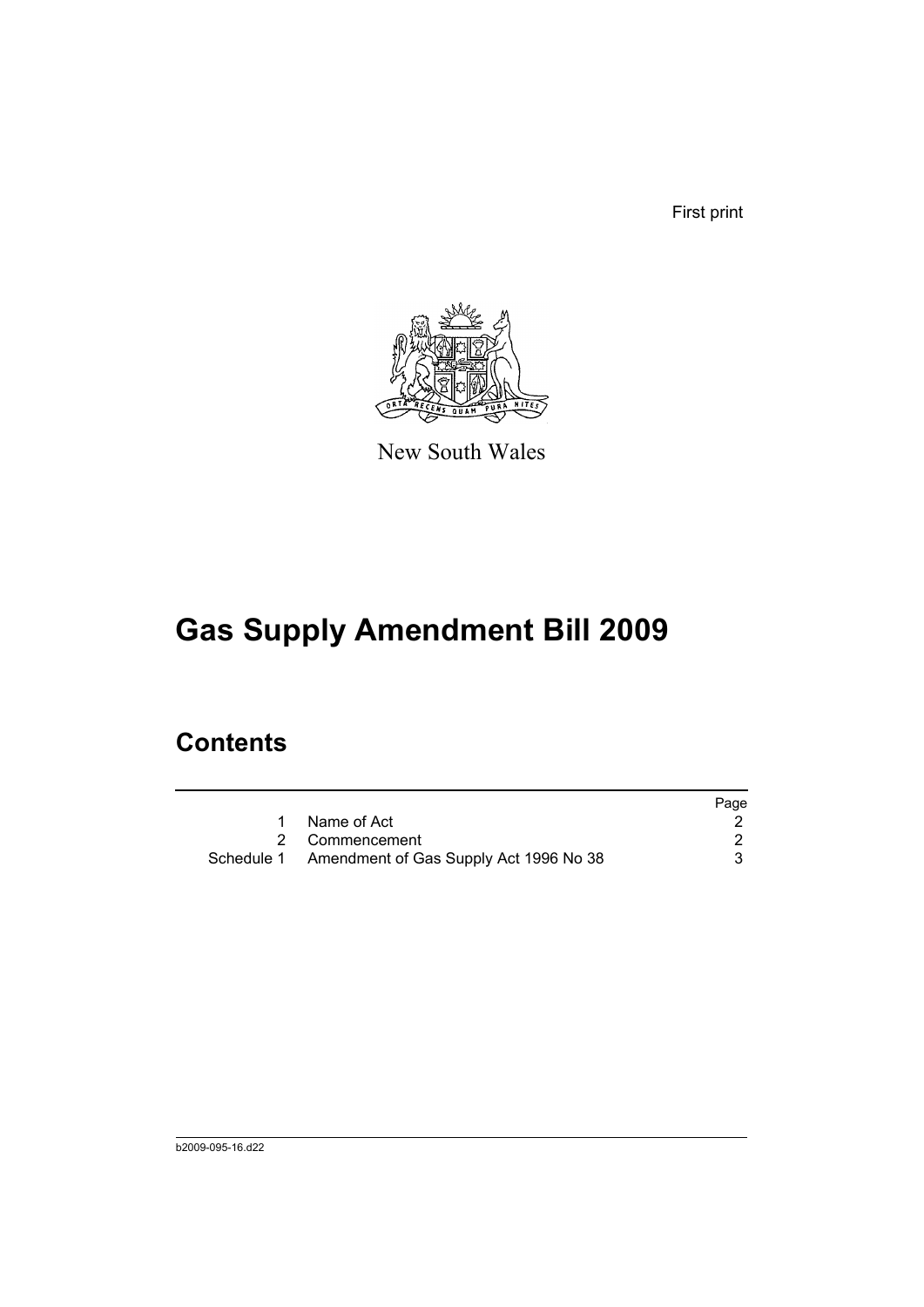First print

New South Wales

# Gas Supply Amendment Bill 2009

## Contents

| | | Page |
|---|---|---|
| 1 | Name of Act | 2 |
| 2 | Commencement | 2 |
| Schedule 1 | Amendment of Gas Supply Act 1996 No 38 | 3 |

b2009-095-16.d22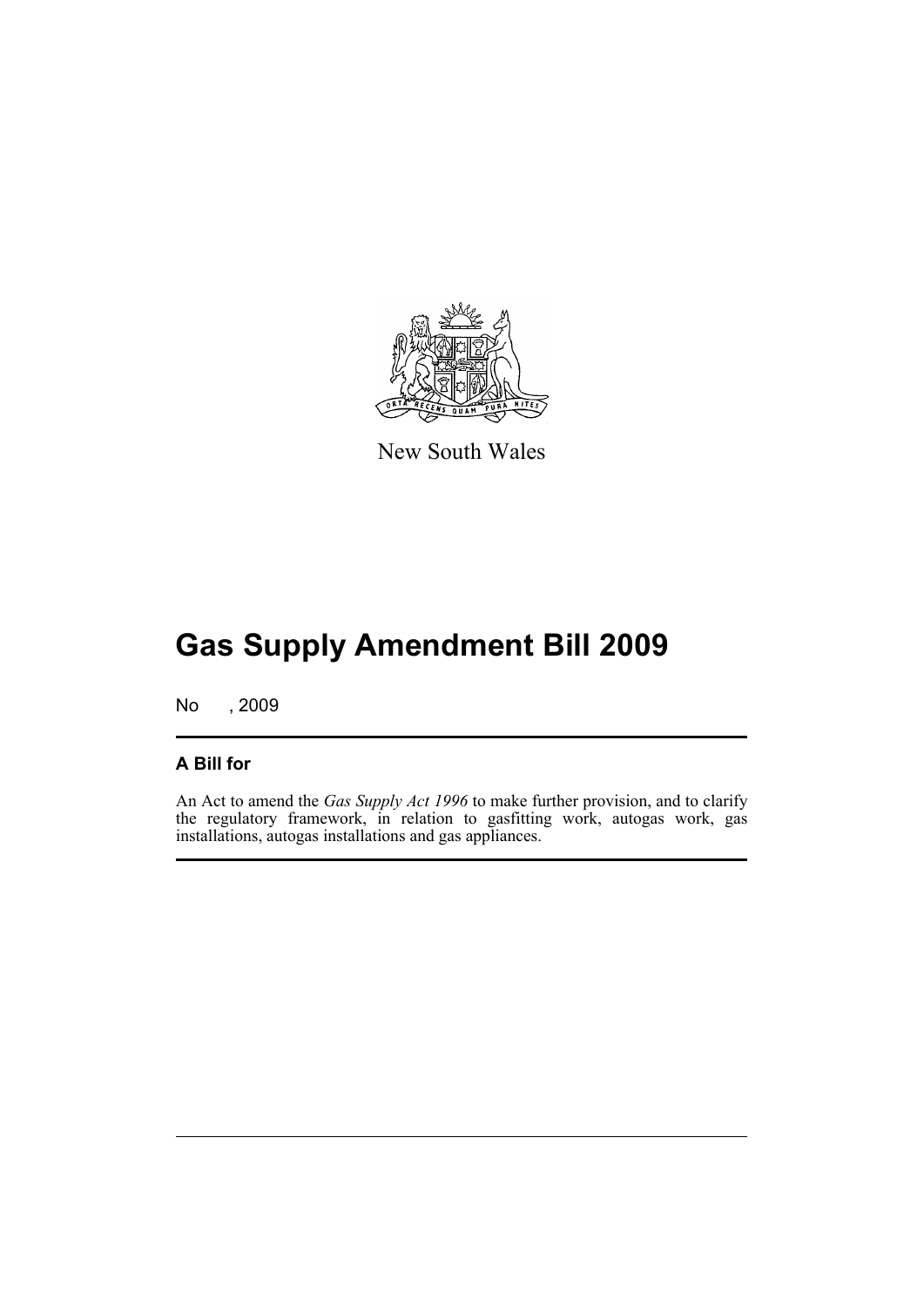New South Wales

# Gas Supply Amendment Bill 2009

No , 2009

## A Bill for

An Act to amend the *Gas Supply Act 1996* to make further provision, and to clarify the regulatory framework, in relation to gasfitting work, autogas work, gas installations, autogas installations and gas appliances.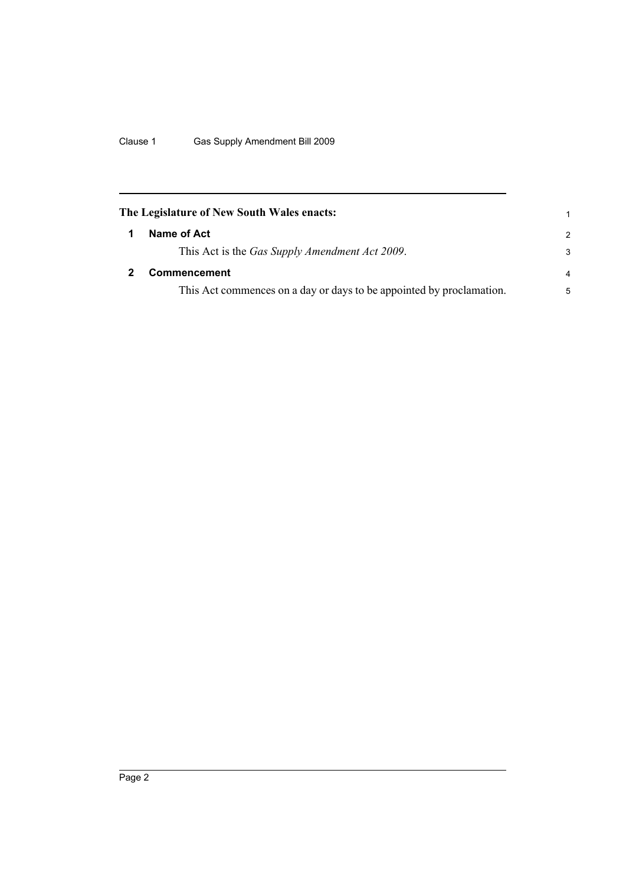**The Legislature of New South Wales enacts:**

## 1 Name of Act

This Act is the *Gas Supply Amendment Act 2009*.

## 2 Commencement

This Act commences on a day or days to be appointed by proclamation.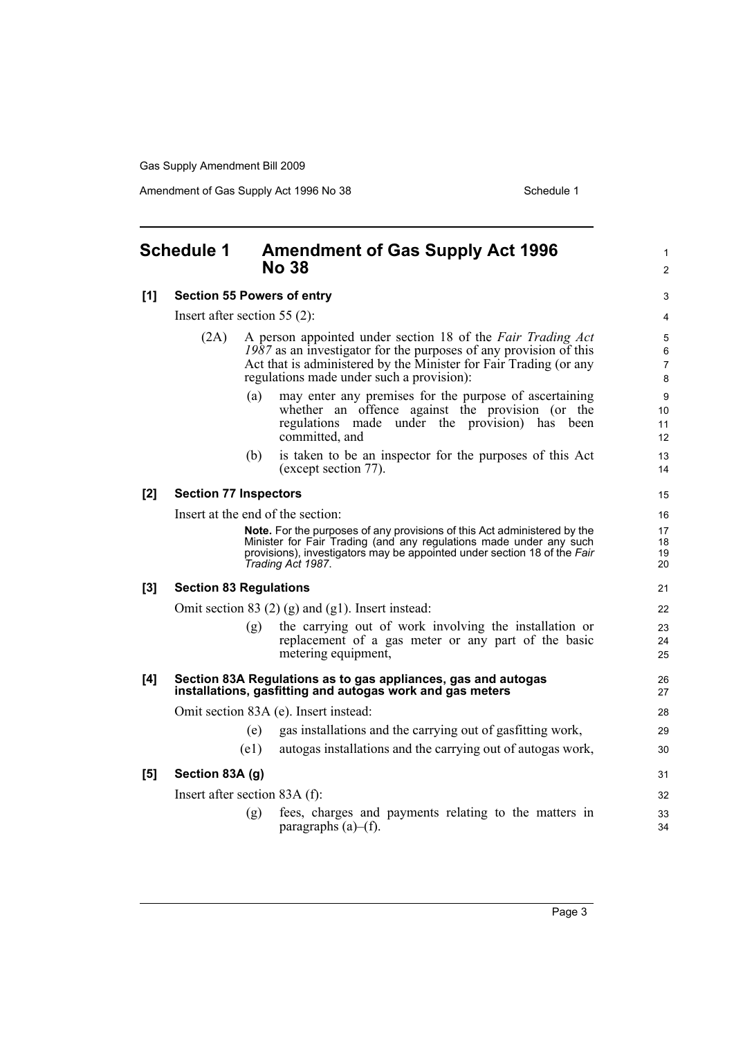## Schedule 1 Amendment of Gas Supply Act 1996 No 38

**[1] Section 55 Powers of entry**

Insert after section 55 (2):

(2A) A person appointed under section 18 of the *Fair Trading Act 1987* as an investigator for the purposes of any provision of this Act that is administered by the Minister for Fair Trading (or any regulations made under such a provision):

(a) may enter any premises for the purpose of ascertaining whether an offence against the provision (or the regulations made under the provision) has been committed, and

(b) is taken to be an inspector for the purposes of this Act (except section 77).

**[2] Section 77 Inspectors**

Insert at the end of the section:

**Note.** For the purposes of any provisions of this Act administered by the Minister for Fair Trading (and any regulations made under any such provisions), investigators may be appointed under section 18 of the *Fair Trading Act 1987*.

**[3] Section 83 Regulations**

Omit section 83 (2) (g) and (g1). Insert instead:

(g) the carrying out of work involving the installation or replacement of a gas meter or any part of the basic metering equipment,

**[4] Section 83A Regulations as to gas appliances, gas and autogas installations, gasfitting and autogas work and gas meters**

Omit section 83A (e). Insert instead:

(e) gas installations and the carrying out of gasfitting work,

(e1) autogas installations and the carrying out of autogas work,

**[5] Section 83A (g)**

Insert after section 83A (f):

(g) fees, charges and payments relating to the matters in paragraphs (a)–(f).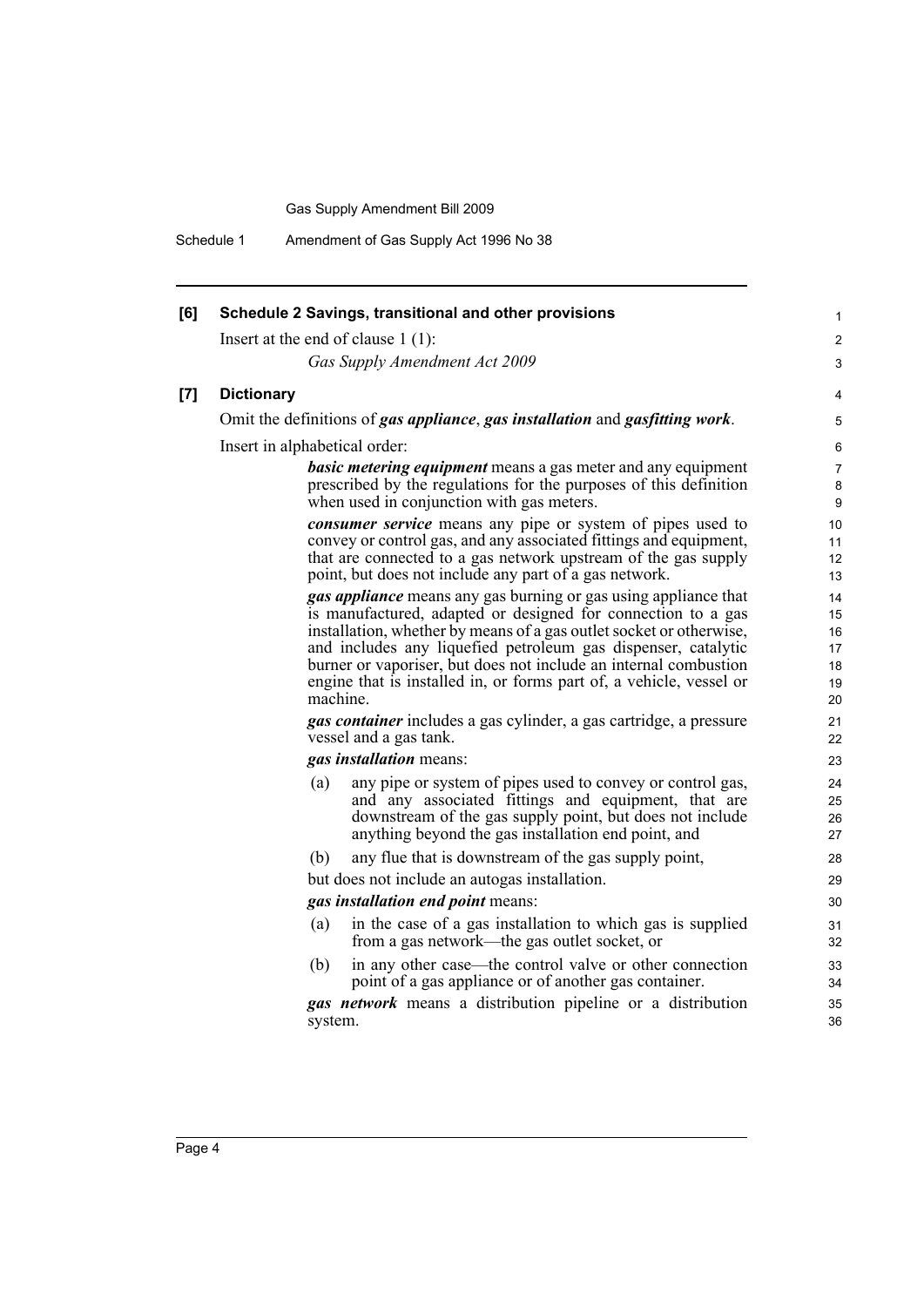## [6] Schedule 2 Savings, transitional and other provisions

Insert at the end of clause 1 (1):

*Gas Supply Amendment Act 2009*

## [7] Dictionary

Omit the definitions of ***gas appliance***, ***gas installation*** and ***gasfitting work***.

Insert in alphabetical order:

***basic metering equipment*** means a gas meter and any equipment prescribed by the regulations for the purposes of this definition when used in conjunction with gas meters.

***consumer service*** means any pipe or system of pipes used to convey or control gas, and any associated fittings and equipment, that are connected to a gas network upstream of the gas supply point, but does not include any part of a gas network.

***gas appliance*** means any gas burning or gas using appliance that is manufactured, adapted or designed for connection to a gas installation, whether by means of a gas outlet socket or otherwise, and includes any liquefied petroleum gas dispenser, catalytic burner or vaporiser, but does not include an internal combustion engine that is installed in, or forms part of, a vehicle, vessel or machine.

***gas container*** includes a gas cylinder, a gas cartridge, a pressure vessel and a gas tank.

***gas installation*** means:

(a) any pipe or system of pipes used to convey or control gas, and any associated fittings and equipment, that are downstream of the gas supply point, but does not include anything beyond the gas installation end point, and

(b) any flue that is downstream of the gas supply point,

but does not include an autogas installation.

***gas installation end point*** means:

(a) in the case of a gas installation to which gas is supplied from a gas network—the gas outlet socket, or

(b) in any other case—the control valve or other connection point of a gas appliance or of another gas container.

***gas network*** means a distribution pipeline or a distribution system.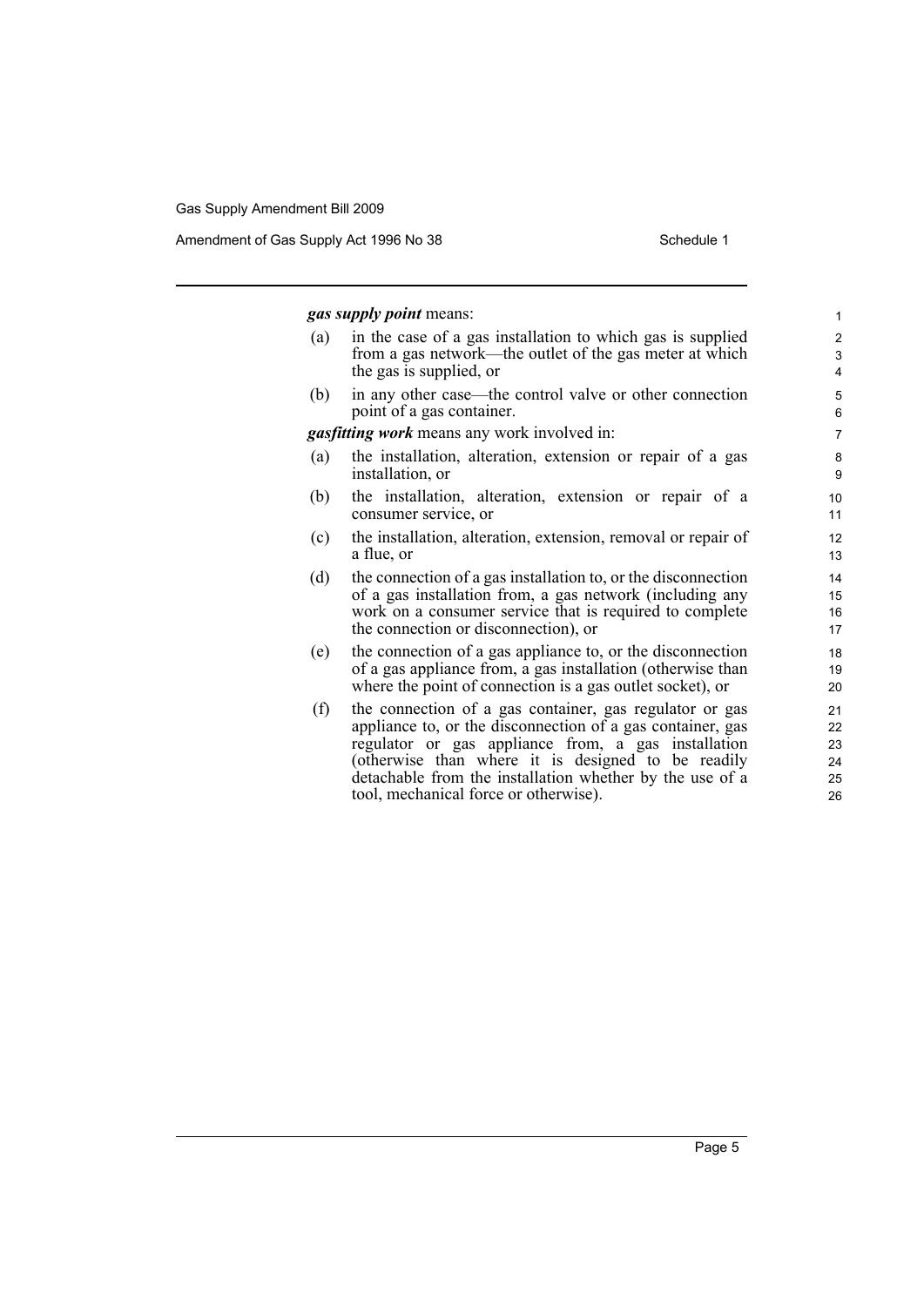***gas supply point*** means:

(a) in the case of a gas installation to which gas is supplied from a gas network—the outlet of the gas meter at which the gas is supplied, or

(b) in any other case—the control valve or other connection point of a gas container.

***gasfitting work*** means any work involved in:

(a) the installation, alteration, extension or repair of a gas installation, or

(b) the installation, alteration, extension or repair of a consumer service, or

(c) the installation, alteration, extension, removal or repair of a flue, or

(d) the connection of a gas installation to, or the disconnection of a gas installation from, a gas network (including any work on a consumer service that is required to complete the connection or disconnection), or

(e) the connection of a gas appliance to, or the disconnection of a gas appliance from, a gas installation (otherwise than where the point of connection is a gas outlet socket), or

(f) the connection of a gas container, gas regulator or gas appliance to, or the disconnection of a gas container, gas regulator or gas appliance from, a gas installation (otherwise than where it is designed to be readily detachable from the installation whether by the use of a tool, mechanical force or otherwise).